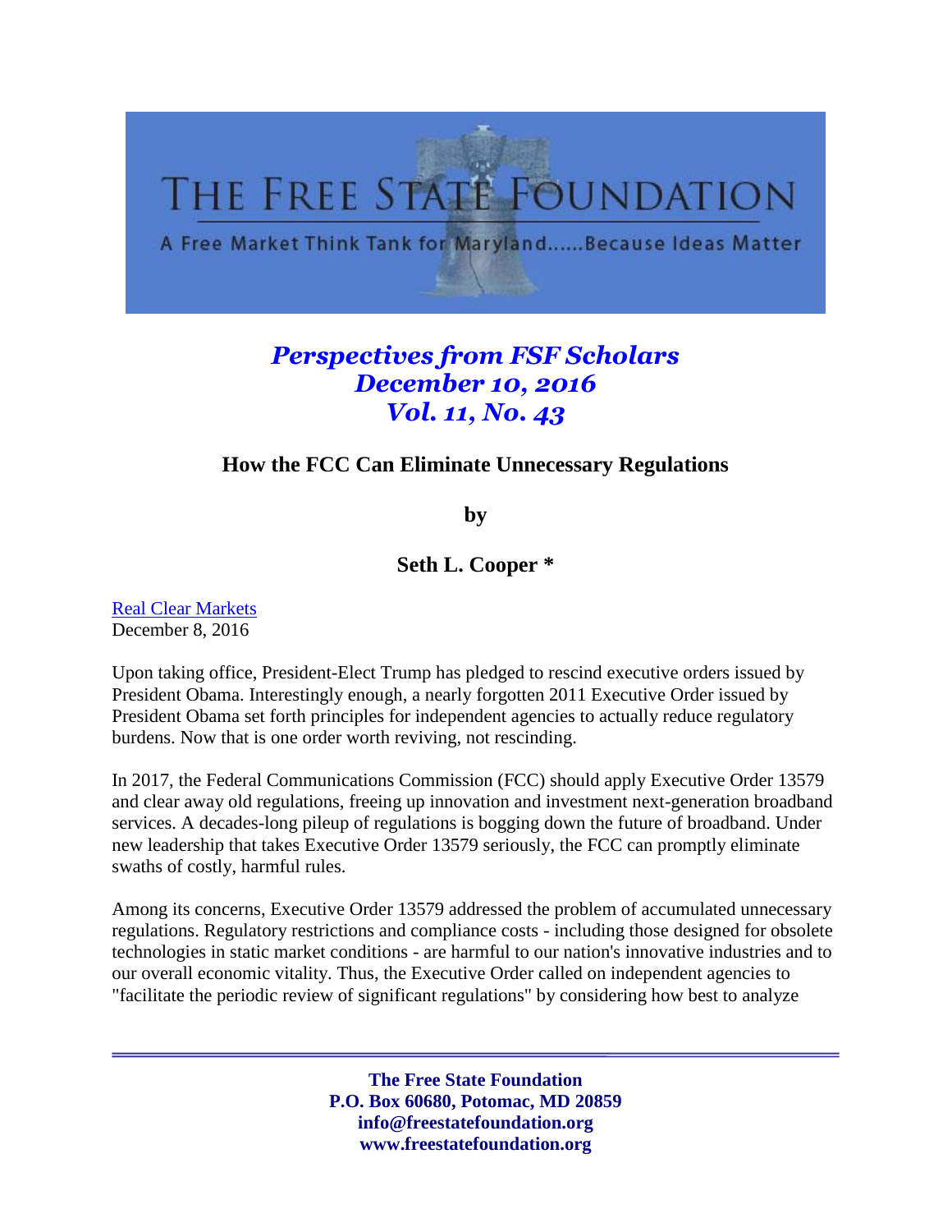# THE FREE STATE FOUNDATION

A Free Market Think Tank for Maryland......Because Ideas Matter

***Perspectives from FSF Scholars***
***December 10, 2016***
***Vol. 11, No. 43***

## How the FCC Can Eliminate Unnecessary Regulations

**by**

**Seth L. Cooper ***

Real Clear Markets
December 8, 2016

Upon taking office, President-Elect Trump has pledged to rescind executive orders issued by President Obama. Interestingly enough, a nearly forgotten 2011 Executive Order issued by President Obama set forth principles for independent agencies to actually reduce regulatory burdens. Now that is one order worth reviving, not rescinding.

In 2017, the Federal Communications Commission (FCC) should apply Executive Order 13579 and clear away old regulations, freeing up innovation and investment next-generation broadband services. A decades-long pileup of regulations is bogging down the future of broadband. Under new leadership that takes Executive Order 13579 seriously, the FCC can promptly eliminate swaths of costly, harmful rules.

Among its concerns, Executive Order 13579 addressed the problem of accumulated unnecessary regulations. Regulatory restrictions and compliance costs - including those designed for obsolete technologies in static market conditions - are harmful to our nation's innovative industries and to our overall economic vitality. Thus, the Executive Order called on independent agencies to "facilitate the periodic review of significant regulations" by considering how best to analyze

**The Free State Foundation**
**P.O. Box 60680, Potomac, MD 20859**
**info@freestatefoundation.org**
**www.freestatefoundation.org**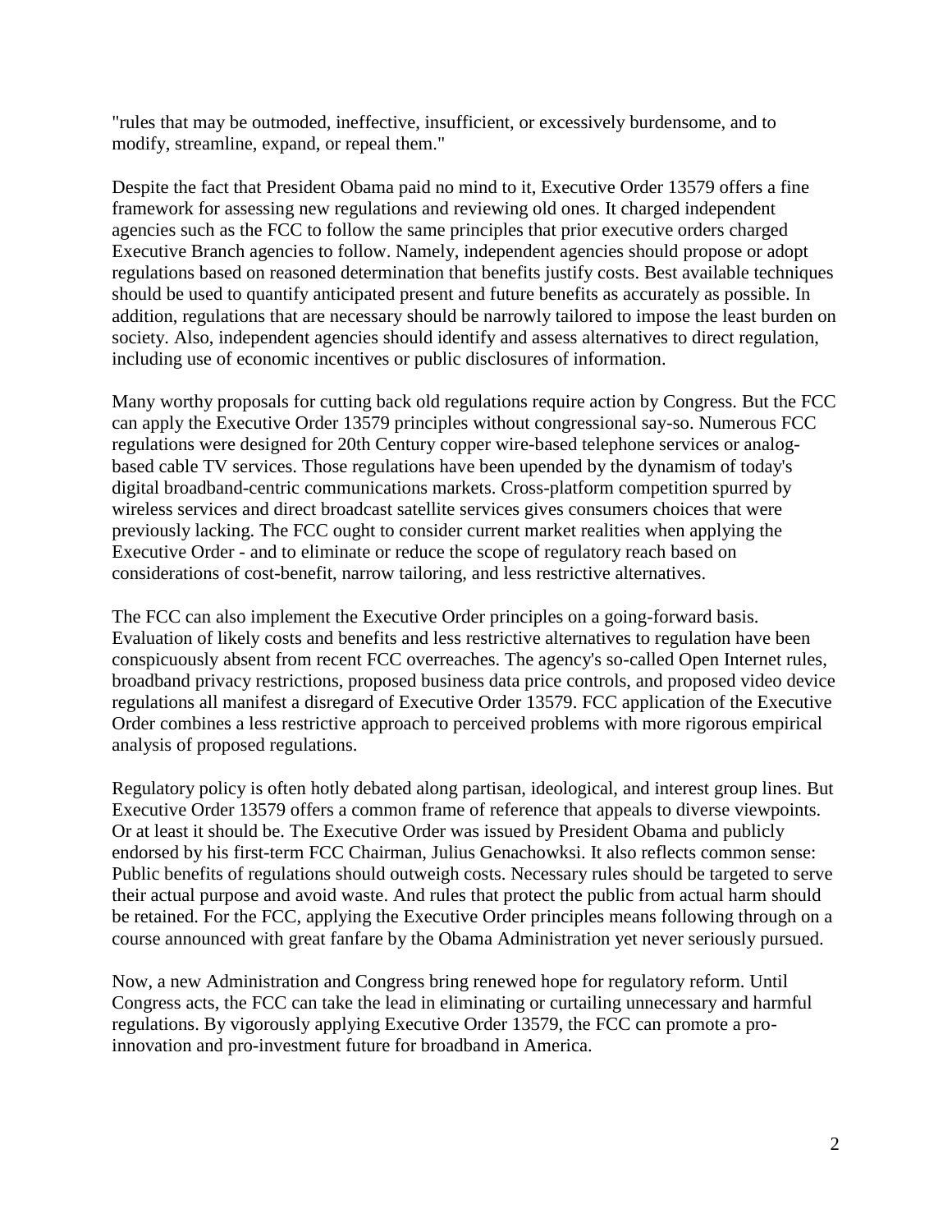"rules that may be outmoded, ineffective, insufficient, or excessively burdensome, and to modify, streamline, expand, or repeal them."

Despite the fact that President Obama paid no mind to it, Executive Order 13579 offers a fine framework for assessing new regulations and reviewing old ones. It charged independent agencies such as the FCC to follow the same principles that prior executive orders charged Executive Branch agencies to follow. Namely, independent agencies should propose or adopt regulations based on reasoned determination that benefits justify costs. Best available techniques should be used to quantify anticipated present and future benefits as accurately as possible. In addition, regulations that are necessary should be narrowly tailored to impose the least burden on society. Also, independent agencies should identify and assess alternatives to direct regulation, including use of economic incentives or public disclosures of information.

Many worthy proposals for cutting back old regulations require action by Congress. But the FCC can apply the Executive Order 13579 principles without congressional say-so. Numerous FCC regulations were designed for 20th Century copper wire-based telephone services or analog-based cable TV services. Those regulations have been upended by the dynamism of today's digital broadband-centric communications markets. Cross-platform competition spurred by wireless services and direct broadcast satellite services gives consumers choices that were previously lacking. The FCC ought to consider current market realities when applying the Executive Order - and to eliminate or reduce the scope of regulatory reach based on considerations of cost-benefit, narrow tailoring, and less restrictive alternatives.

The FCC can also implement the Executive Order principles on a going-forward basis. Evaluation of likely costs and benefits and less restrictive alternatives to regulation have been conspicuously absent from recent FCC overreaches. The agency's so-called Open Internet rules, broadband privacy restrictions, proposed business data price controls, and proposed video device regulations all manifest a disregard of Executive Order 13579. FCC application of the Executive Order combines a less restrictive approach to perceived problems with more rigorous empirical analysis of proposed regulations.

Regulatory policy is often hotly debated along partisan, ideological, and interest group lines. But Executive Order 13579 offers a common frame of reference that appeals to diverse viewpoints. Or at least it should be. The Executive Order was issued by President Obama and publicly endorsed by his first-term FCC Chairman, Julius Genachowksi. It also reflects common sense: Public benefits of regulations should outweigh costs. Necessary rules should be targeted to serve their actual purpose and avoid waste. And rules that protect the public from actual harm should be retained. For the FCC, applying the Executive Order principles means following through on a course announced with great fanfare by the Obama Administration yet never seriously pursued.

Now, a new Administration and Congress bring renewed hope for regulatory reform. Until Congress acts, the FCC can take the lead in eliminating or curtailing unnecessary and harmful regulations. By vigorously applying Executive Order 13579, the FCC can promote a pro-innovation and pro-investment future for broadband in America.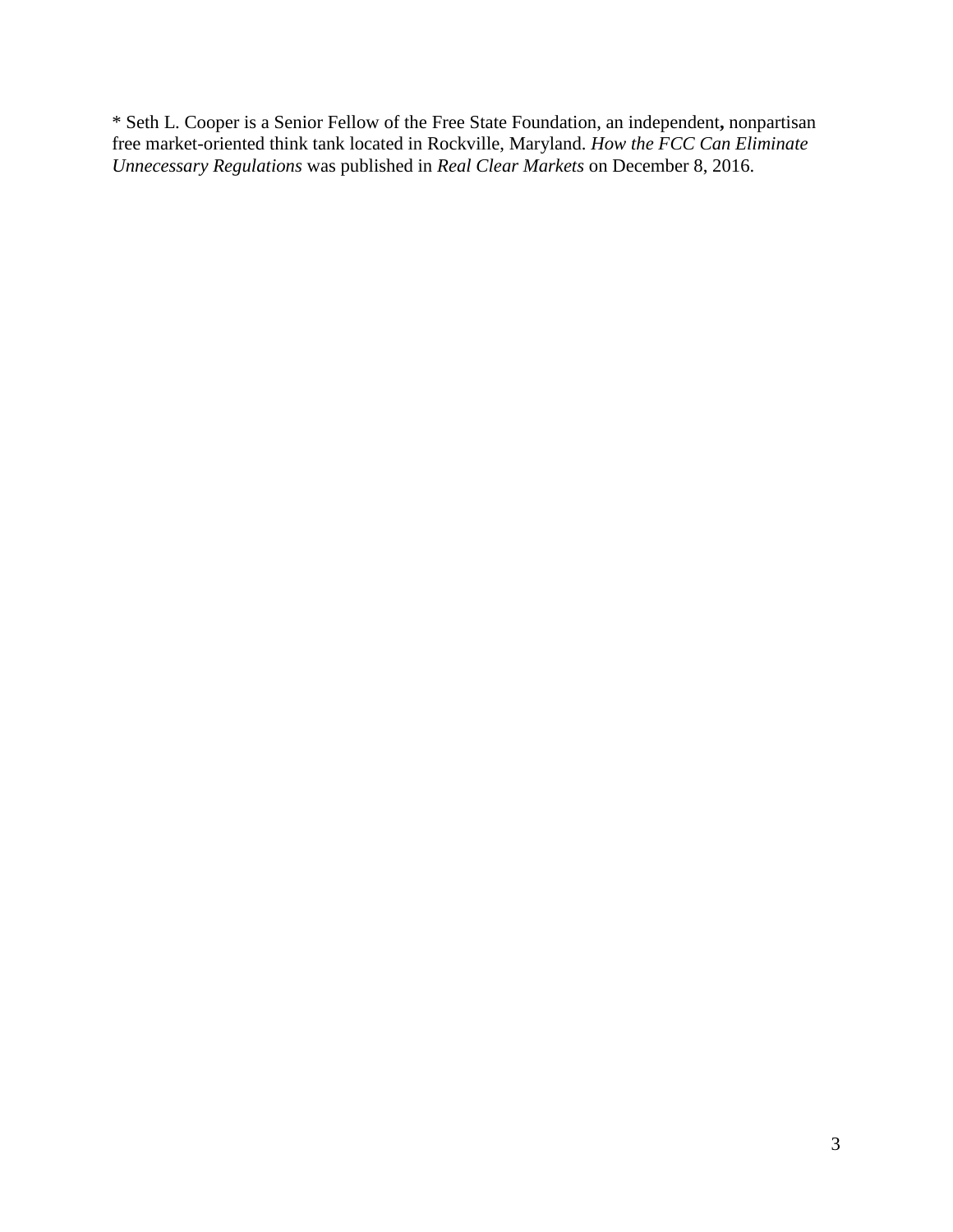* Seth L. Cooper is a Senior Fellow of the Free State Foundation, an independent**,** nonpartisan free market-oriented think tank located in Rockville, Maryland. *How the FCC Can Eliminate Unnecessary Regulations* was published in *Real Clear Markets* on December 8, 2016.